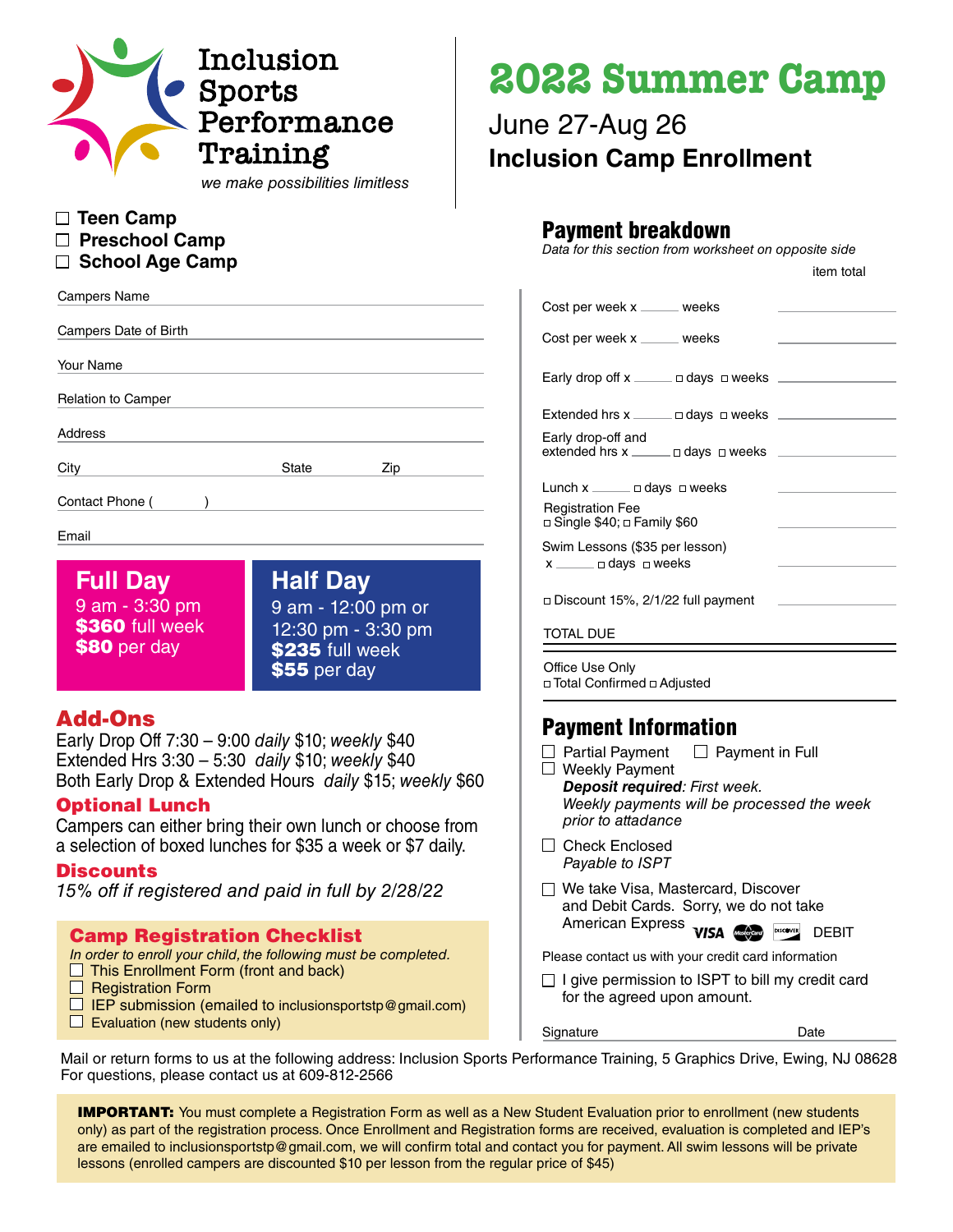# Inclusion Sports Performance Training

*we make possibilities limitless*

# 2022 Summer Camp

June 27-Aug 26

**Inclusion Camp Enrollment**

☐ **Teen Camp**
☐ **Preschool Camp**
☐ **School Age Camp**

Campers Name ______________________

Campers Date of Birth ______________________

Your Name ______________________

Relation to Camper ______________________

Address ______________________

City ______________ State ________ Zip ________

Contact Phone ( ) ______________________

Email ______________________

## Full Day

9 am - 3:30 pm
**$360** full week
**$80** per day

## Half Day

9 am - 12:00 pm or
12:30 pm - 3:30 pm
**$235** full week
**$55** per day

## Add-Ons

Early Drop Off 7:30 – 9:00 *daily* $10; *weekly* $40
Extended Hrs 3:30 – 5:30 *daily* $10; *weekly* $40
Both Early Drop & Extended Hours *daily* $15; *weekly* $60

## Optional Lunch

Campers can either bring their own lunch or choose from a selection of boxed lunches for $35 a week or $7 daily.

## Discounts

*15% off if registered and paid in full by 2/28/22*

## Camp Registration Checklist

*In order to enroll your child, the following must be completed.*

☐ This Enrollment Form (front and back)
☐ Registration Form
☐ IEP submission (emailed to inclusionsportstp@gmail.com)
☐ Evaluation (new students only)

## Payment breakdown

*Data for this section from worksheet on opposite side*

| | item total |
|---|---|
| Cost per week x ______ weeks | |
| Cost per week x ______ weeks | |
| Early drop off x ______ ☐ days ☐ weeks | |
| Extended hrs x ______ ☐ days ☐ weeks | |
| Early drop-off and extended hrs x ______ ☐ days ☐ weeks | |
| Lunch x ______ ☐ days ☐ weeks | |
| Registration Fee ☐ Single $40; ☐ Family $60 | |
| Swim Lessons ($35 per lesson) x ______ ☐ days ☐ weeks | |
| ☐ Discount 15%, 2/1/22 full payment | |
| TOTAL DUE | |

Office Use Only
☐ Total Confirmed ☐ Adjusted

## Payment Information

☐ Partial Payment ☐ Payment in Full
☐ Weekly Payment
***Deposit required****: First week.*
*Weekly payments will be processed the week prior to attadance*

☐ Check Enclosed
*Payable to ISPT*

☐ We take Visa, Mastercard, Discover and Debit Cards. Sorry, we do not take American Express VISA MasterCard DISCOVER DEBIT

Please contact us with your credit card information

☐ I give permission to ISPT to bill my credit card for the agreed upon amount.

Signature ______________________ Date ________

Mail or return forms to us at the following address: Inclusion Sports Performance Training, 5 Graphics Drive, Ewing, NJ 08628
For questions, please contact us at 609-812-2566

**IMPORTANT:** You must complete a Registration Form as well as a New Student Evaluation prior to enrollment (new students only) as part of the registration process. Once Enrollment and Registration forms are received, evaluation is completed and IEP's are emailed to inclusionsportstp@gmail.com, we will confirm total and contact you for payment. All swim lessons will be private lessons (enrolled campers are discounted $10 per lesson from the regular price of $45)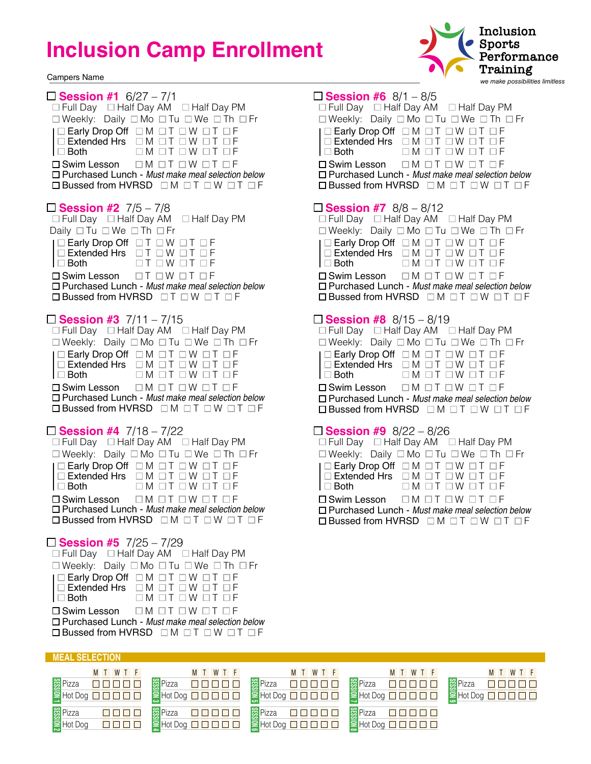# Inclusion Camp Enrollment

Inclusion Sports Performance Training
*we make possibilities limitless*

Campers Name

☐ **Session #1** 6/27 – 7/1
☐ Full Day ☐ Half Day AM ☐ Half Day PM
☐ Weekly: Daily ☐ Mo ☐ Tu ☐ We ☐ Th ☐ Fr
☐ Early Drop Off ☐ M ☐ T ☐ W ☐ T ☐ F
☐ Extended Hrs ☐ M ☐ T ☐ W ☐ T ☐ F
☐ Both ☐ M ☐ T ☐ W ☐ T ☐ F
☐ Swim Lesson ☐ M ☐ T ☐ W ☐ T ☐ F
☐ Purchased Lunch - *Must make meal selection below*
☐ Bussed from HVRSD ☐ M ☐ T ☐ W ☐ T ☐ F

☐ **Session #2** 7/5 – 7/8
☐ Full Day ☐ Half Day AM ☐ Half Day PM
Daily ☐ Tu ☐ We ☐ Th ☐ Fr
☐ Early Drop Off ☐ T ☐ W ☐ T ☐ F
☐ Extended Hrs ☐ T ☐ W ☐ T ☐ F
☐ Both ☐ T ☐ W ☐ T ☐ F
☐ Swim Lesson ☐ T ☐ W ☐ T ☐ F
☐ Purchased Lunch - *Must make meal selection below*
☐ Bussed from HVRSD ☐ T ☐ W ☐ T ☐ F

☐ **Session #3** 7/11 – 7/15
☐ Full Day ☐ Half Day AM ☐ Half Day PM
☐ Weekly: Daily ☐ Mo ☐ Tu ☐ We ☐ Th ☐ Fr
☐ Early Drop Off ☐ M ☐ T ☐ W ☐ T ☐ F
☐ Extended Hrs ☐ M ☐ T ☐ W ☐ T ☐ F
☐ Both ☐ M ☐ T ☐ W ☐ T ☐ F
☐ Swim Lesson ☐ M ☐ T ☐ W ☐ T ☐ F
☐ Purchased Lunch - *Must make meal selection below*
☐ Bussed from HVRSD ☐ M ☐ T ☐ W ☐ T ☐ F

☐ **Session #4** 7/18 – 7/22
☐ Full Day ☐ Half Day AM ☐ Half Day PM
☐ Weekly: Daily ☐ Mo ☐ Tu ☐ We ☐ Th ☐ Fr
☐ Early Drop Off ☐ M ☐ T ☐ W ☐ T ☐ F
☐ Extended Hrs ☐ M ☐ T ☐ W ☐ T ☐ F
☐ Both ☐ M ☐ T ☐ W ☐ T ☐ F
☐ Swim Lesson ☐ M ☐ T ☐ W ☐ T ☐ F
☐ Purchased Lunch - *Must make meal selection below*
☐ Bussed from HVRSD ☐ M ☐ T ☐ W ☐ T ☐ F

☐ **Session #5** 7/25 – 7/29
☐ Full Day ☐ Half Day AM ☐ Half Day PM
☐ Weekly: Daily ☐ Mo ☐ Tu ☐ We ☐ Th ☐ Fr
☐ Early Drop Off ☐ M ☐ T ☐ W ☐ T ☐ F
☐ Extended Hrs ☐ M ☐ T ☐ W ☐ T ☐ F
☐ Both ☐ M ☐ T ☐ W ☐ T ☐ F
☐ Swim Lesson ☐ M ☐ T ☐ W ☐ T ☐ F
☐ Purchased Lunch - *Must make meal selection below*
☐ Bussed from HVRSD ☐ M ☐ T ☐ W ☐ T ☐ F

☐ **Session #6** 8/1 – 8/5
☐ Full Day ☐ Half Day AM ☐ Half Day PM
☐ Weekly: Daily ☐ Mo ☐ Tu ☐ We ☐ Th ☐ Fr
☐ Early Drop Off ☐ M ☐ T ☐ W ☐ T ☐ F
☐ Extended Hrs ☐ M ☐ T ☐ W ☐ T ☐ F
☐ Both ☐ M ☐ T ☐ W ☐ T ☐ F
☐ Swim Lesson ☐ M ☐ T ☐ W ☐ T ☐ F
☐ Purchased Lunch - *Must make meal selection below*
☐ Bussed from HVRSD ☐ M ☐ T ☐ W ☐ T ☐ F

☐ **Session #7** 8/8 – 8/12
☐ Full Day ☐ Half Day AM ☐ Half Day PM
☐ Weekly: Daily ☐ Mo ☐ Tu ☐ We ☐ Th ☐ Fr
☐ Early Drop Off ☐ M ☐ T ☐ W ☐ T ☐ F
☐ Extended Hrs ☐ M ☐ T ☐ W ☐ T ☐ F
☐ Both ☐ M ☐ T ☐ W ☐ T ☐ F
☐ Swim Lesson ☐ M ☐ T ☐ W ☐ T ☐ F
☐ Purchased Lunch - *Must make meal selection below*
☐ Bussed from HVRSD ☐ M ☐ T ☐ W ☐ T ☐ F

☐ **Session #8** 8/15 – 8/19
☐ Full Day ☐ Half Day AM ☐ Half Day PM
☐ Weekly: Daily ☐ Mo ☐ Tu ☐ We ☐ Th ☐ Fr
☐ Early Drop Off ☐ M ☐ T ☐ W ☐ T ☐ F
☐ Extended Hrs ☐ M ☐ T ☐ W ☐ T ☐ F
☐ Both ☐ M ☐ T ☐ W ☐ T ☐ F
☐ Swim Lesson ☐ M ☐ T ☐ W ☐ T ☐ F
☐ Purchased Lunch - *Must make meal selection below*
☐ Bussed from HVRSD ☐ M ☐ T ☐ W ☐ T ☐ F

☐ **Session #9** 8/22 – 8/26
☐ Full Day ☐ Half Day AM ☐ Half Day PM
☐ Weekly: Daily ☐ Mo ☐ Tu ☐ We ☐ Th ☐ Fr
☐ Early Drop Off ☐ M ☐ T ☐ W ☐ T ☐ F
☐ Extended Hrs ☐ M ☐ T ☐ W ☐ T ☐ F
☐ Both ☐ M ☐ T ☐ W ☐ T ☐ F
☐ Swim Lesson ☐ M ☐ T ☐ W ☐ T ☐ F
☐ Purchased Lunch - *Must make meal selection below*
☐ Bussed from HVRSD ☐ M ☐ T ☐ W ☐ T ☐ F

## MEAL SELECTION

| Session | Meal | M | T | W | T | F |
|---|---|---|---|---|---|---|
| SESSION 1 | Pizza | ☐ | ☐ | ☐ | ☐ | ☐ |
| | Hot Dog | ☐ | ☐ | ☐ | ☐ | ☐ |
| SESSION 2 | Pizza | | ☐ | ☐ | ☐ | ☐ |
| | Hot Dog | | ☐ | ☐ | ☐ | ☐ |
| SESSION 3 | Pizza | ☐ | ☐ | ☐ | ☐ | ☐ |
| | Hot Dog | ☐ | ☐ | ☐ | ☐ | ☐ |
| SESSION 4 | Pizza | ☐ | ☐ | ☐ | ☐ | ☐ |
| | Hot Dog | ☐ | ☐ | ☐ | ☐ | ☐ |
| SESSION 5 | Pizza | ☐ | ☐ | ☐ | ☐ | ☐ |
| | Hot Dog | ☐ | ☐ | ☐ | ☐ | ☐ |
| SESSION 6 | Pizza | ☐ | ☐ | ☐ | ☐ | ☐ |
| | Hot Dog | ☐ | ☐ | ☐ | ☐ | ☐ |
| SESSION 7 | Pizza | ☐ | ☐ | ☐ | ☐ | ☐ |
| | Hot Dog | ☐ | ☐ | ☐ | ☐ | ☐ |
| SESSION 8 | Pizza | ☐ | ☐ | ☐ | ☐ | ☐ |
| | Hot Dog | ☐ | ☐ | ☐ | ☐ | ☐ |
| SESSION 9 | Pizza | ☐ | ☐ | ☐ | ☐ | ☐ |
| | Hot Dog | ☐ | ☐ | ☐ | ☐ | ☐ |